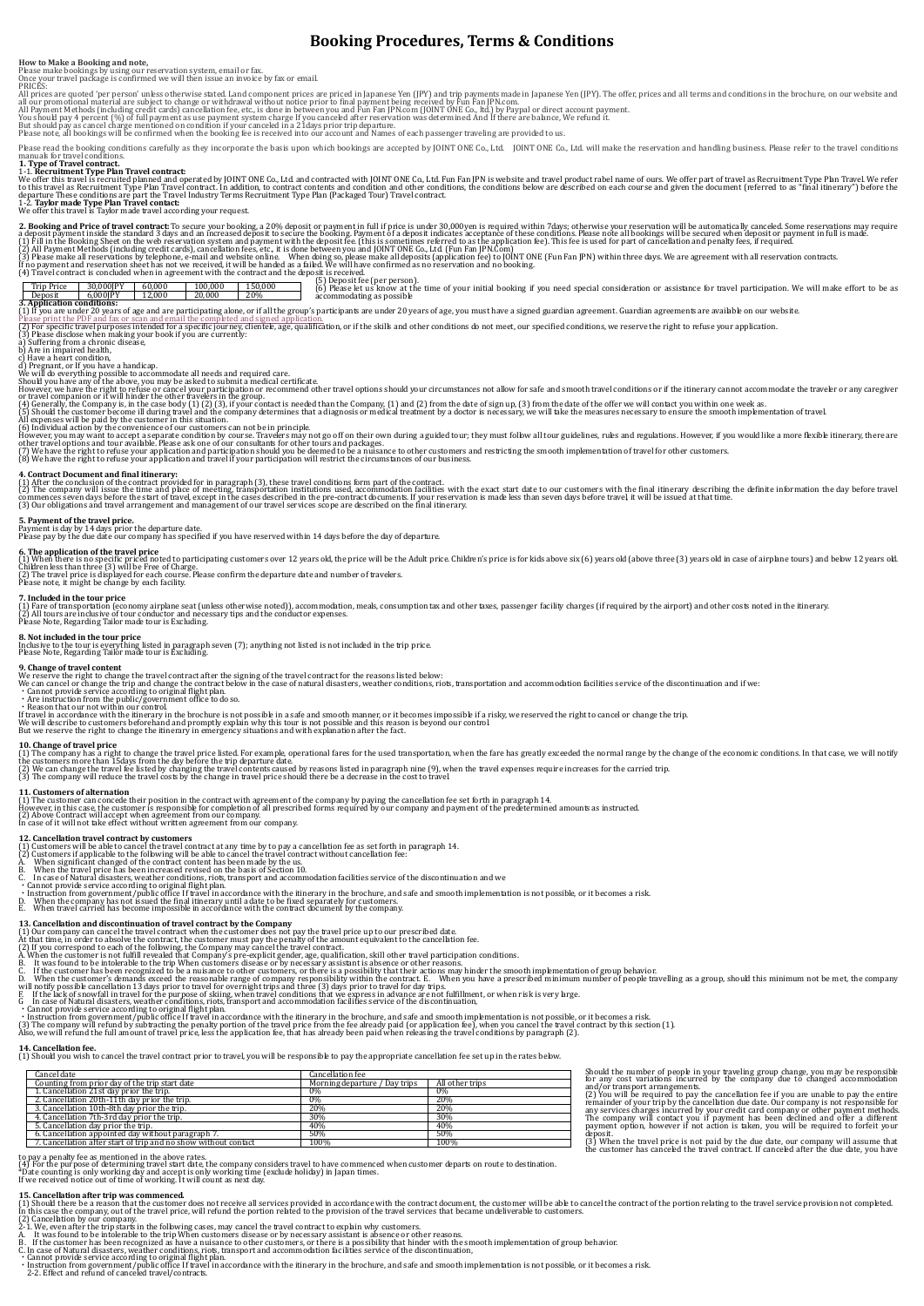# Booking Procedures, Terms & Conditions

**How to Make a Booking and note,**
Please make bookings by using our reservation system, email or fax.
Once your travel package is confirmed we will then issue an invoice by fax or email.
PRICES:
All prices are quoted 'per person' unless otherwise stated. Land component prices are priced in Japanese Yen (JPY) and trip payments made in Japanese Yen (JPY). The offer, prices and all terms and conditions in the brochure, on our website and all our promotional material are subject to change or withdrawal without notice prior to final payment being received by Fun Fan JPN.com.
All Payment Methods (including credit cards) cancellation fee, etc., is done in between you and Fun Fan JPN.com (JOINT ONE Co., ltd.) by Paypal or direct account payment.
You should pay 4 percent (%) of full payment as use payment system charge If you canceled after reservation was determined And If there are balance, We refund it.
But should pay as cancel charge mentioned on condition if your canceled in a 21days prior trip departure.
Please note, all bookings will be confirmed when the booking fee is received into our account and Names of each passenger traveling are provided to us.

Please read the booking conditions carefully as they incorporate the basis upon which bookings are accepted by JOINT ONE Co., Ltd. JOINT ONE Co., Ltd. will make the reservation and handling business. Please refer to the travel conditions manuals for travel conditions.

**1. Type of Travel contract.**
1-1. **Recruitment Type Plan Travel contract:**
We offer this travel is recruited planned and operated by JOINT ONE Co., Ltd. and contracted with JOINT ONE Co., Ltd. Fun Fan JPN is website and travel product rabel name of ours. We offer part of travel as Recruitment Type Plan Travel. We refer to this travel as Recruitment Type Plan Travel contract. In addition, to contract contents and condition and other conditions, the conditions below are described on each course and given the document (referred to as "final itinerary") before the departure These conditions are part The Travel Industry Terms Recruitment Type Plan (Packaged Tour) Travel contract.
1-2. **Taylor made Type Plan Travel contact:**
We offer this travel is Taylor made travel according your request.

**2. Booking and Price of travel contract:** To secure your booking, a 20% deposit or payment in full if price is under 30,000yen is required within 7days; otherwise your reservation will be automatically canceled. Some reservations may require a deposit payment inside the standard 3 days and an increased deposit to secure the booking. Payment of a deposit indicates acceptance of these conditions. Please note all bookings will be secured when deposit or payment in full is made.
(1) Fill in the Booking Sheet on the web reservation system and payment with the deposit fee. (this is sometimes referred to as the application fee). This fee is used for part of cancellation and penalty fees, if required.
(2) All Payment Methods (including credit cards), cancellation fees, etc., it is done between you and JOINT ONE Co., Ltd. (Fun Fan JPN.com)
(3) Please make all reservations by telephone, e-mail and website online. When doing so, please make all deposits (application fee) to JOINT ONE (Fun Fan JPN) within three days. We are agreement with all reservation contracts.
If no payment and reservation sheet has not we received, it will be handled as a failed. We will have confirmed as no reservation and no booking.
(4) Travel contract is concluded when in agreement with the contract and the deposit is received.
(5) Deposit fee (per person).

| Trip Price | 30,000JPY | 60,000 | 100,000 | 150,000 |
|---|---|---|---|---|
| Deposit | 6,000JPY | 12,000 | 20,000 | 20% |

(6) Please let us know at the time of your initial booking if you need special consideration or assistance for travel participation. We will make effort to be as accommodating as possible

**3. Application conditions:**
(1) If you are under 20 years of age and are participating alone, or if all the group's participants are under 20 years of age, you must have a signed guardian agreement. Guardian agreements are available on our website.
Please print the PDF and fax or scan and email the completed and signed application.
(2) For specific travel purposes intended for a specific journey, clientele, age, qualification, or if the skills and other conditions do not meet, our specified conditions, we reserve the right to refuse your application.
(3) Please disclose when making your book if you are currently:
a) Suffering from a chronic disease,
b) Are in impaired health,
c) Have a heart condition,
d) Pregnant, or If you have a handicap.
We will do everything possible to accommodate all needs and required care.
Should you have any of the above, you may be asked to submit a medical certificate.
However, we have the right to refuse or cancel your participation or recommend other travel options should your circumstances not allow for safe and smooth travel conditions or if the itinerary cannot accommodate the traveler or any caregiver or travel companion or if will hinder the other travelers in the group.
(4) Generally, the Company is, in the case body (1) (2) (3), if your contact is needed than the Company, (1) and (2) from the date of sign up, (3) from the date of the offer we will contact you within one week as.
(5) Should the customer become ill during travel and the company determines that a diagnosis or medical treatment by a doctor is necessary, we will take the measures necessary to ensure the smooth implementation of travel.
All expenses will be paid by the customer in this situation.
(6) Individual action by the convenience of our customers can not be in principle.
However, you may want to accept a separate condition by course. Travelers may not go off on their own during a guided tour; they must follow all tour guidelines, rules and regulations. However, if you would like a more flexible itinerary, there are other travel options and tour available. Please ask one of our consultants for other tours and packages.
(7) We have the right to refuse your application and participation should you be deemed to be a nuisance to other customers and restricting the smooth implementation of travel for other customers.
(8) We have the right to refuse your application and travel if your participation will restrict the circumstances of our business.

**4. Contract Document and final itinerary:**
(1) After the conclusion of the contract provided for in paragraph (3), these travel conditions form part of the contract.
(2) The company will issue the time and place of meeting, transportation institutions used, accommodation facilities with the exact start date to our customers with the final itinerary describing the definite information the day before travel commences seven days before the start of travel, except in the cases described in the pre-contract documents. If your reservation is made less than seven days before travel, it will be issued at that time.
(3) Our obligations and travel arrangement and management of our travel services scope are described on the final itinerary.

**5. Payment of the travel price.**
Payment is day by 14 days prior the departure date.
Please pay by the due date our company has specified if you have reserved within 14 days before the day of departure.

**6. The application of the travel price**
(1) When there is no specific priced noted to participating customers over 12 years old, the price will be the Adult price. Children's price is for kids above six (6) years old (above three (3) years old in case of airplane tours) and below 12 years old. Children less than three (3) will be Free of Charge.
(2) The travel price is displayed for each course. Please confirm the departure date and number of travelers.
Please note, it might be change by each facility.

**7. Included in the tour price**
(1) Fare of transportation (economy airplane seat (unless otherwise noted)), accommodation, meals, consumption tax and other taxes, passenger facility charges (if required by the airport) and other costs noted in the itinerary.
(2) All tours are inclusive of tour conductor and necessary tips and the conductor expenses.
Please Note, Regarding Tailor made tour is Excluding.

**8. Not included in the tour price**
Inclusive to the tour is everything listed in paragraph seven (7); anything not listed is not included in the trip price.
Please Note, Regarding Tailor made tour is Excluding.

**9. Change of travel content**
We reserve the right to change the travel contract after the signing of the travel contract for the reasons listed below:
We can cancel or change the trip and change the contract below in the case of natural disasters, weather conditions, riots, transportation and accommodation facilities service of the discontinuation and if we:
・Cannot provide service according to original flight plan.
・Are instruction from the public/government office to do so.
・Reason that our not within our control.
If travel in accordance with the itinerary in the brochure is not possible in a safe and smooth manner, or it becomes impossible if a risky, we reserved the right to cancel or change the trip.
We will describe to customers beforehand and promptly explain why this tour is not possible and this reason is beyond our control
But we reserve the right to change the itinerary in emergency situations and with explanation after the fact.

**10. Change of travel price**
(1) The company has a right to change the travel price listed. For example, operational fares for the used transportation, when the fare has greatly exceeded the normal range by the change of the economic conditions. In that case, we will notify the customers more than 15days from the day before the trip departure date.
(2) We can change the travel fee listed by changing the travel contents caused by reasons listed in paragraph nine (9), when the travel expenses require increases for the carried trip.
(3) The company will reduce the travel costs by the change in travel price should there be a decrease in the cost to travel.

**11. Customers of alternation**
(1) The customer can concede their position in the contract with agreement of the company by paying the cancellation fee set forth in paragraph 14.
However, in this case, the customer is responsible for completion of all prescribed forms required by our company and payment of the predetermined amounts as instructed.
(2) Above Contract will accept when agreement from our company.
In case of it will not take effect without written agreement from our company.

**12. Cancellation travel contract by customers**
(1) Customers will be able to cancel the travel contract at any time by to pay a cancellation fee as set forth in paragraph 14.
(2) Customers if applicable to the following will be able to cancel the travel contract without cancellation fee:
A. When significant changed of the contract content has been made by the us.
B. When the travel price has been increased revised on the basis of Section 10.
C. In case of Natural disasters, weather conditions, riots, transport and accommodation facilities service of the discontinuation and we
・Cannot provide service according to original flight plan.
・Instruction from government/public office If travel in accordance with the itinerary in the brochure, and safe and smooth implementation is not possible, or it becomes a risk.
D. When the company has not issued the final itinerary until a date to be fixed separately for customers.
E. When travel carried has become impossible in accordance with the contract document by the company.

**13. Cancellation and discontinuation of travel contract by the Company**
(1) Our company can cancel the travel contract when the customer does not pay the travel price up to our prescribed date.
At that time, in order to absolve the contract, the customer must pay the penalty of the amount equivalent to the cancellation fee.
(2) If you correspond to each of the following, the Company may cancel the travel contract.
A. When the customer is not fulfill revealed that Company's pre-explicit gender, age, qualification, skill other travel participation conditions.
B. It was found to be intolerable to the trip When customers disease or by necessary assistant is absence or other reasons.
C. If the customer has been recognized to be a nuisance to other customers, or there is a possibility that their actions may hinder the smooth implementation of group behavior.
D. When the customer's demands exceed the reasonable range of company responsibility within the contract. E. When you have a prescribed minimum number of people travelling as a group, should this minimum not be met, the company will notify possible cancellation 13 days prior to travel for overnight trips and three (3) days prior to travel for day trips.
F. If the lack of snowfall in travel for the purpose of skiing, when travel conditions that we express in advance are not fulfillment, or when risk is very large.
G. In case of Natural disasters, weather conditions, riots, transport and accommodation facilities service of the discontinuation,
・Cannot provide service according to original flight plan.
・Instruction from government/public office If travel in accordance with the itinerary in the brochure, and safe and smooth implementation is not possible, or it becomes a risk.
(3) The company will refund by subtracting the penalty portion of the travel price from the fee already paid (or application fee), when you cancel the travel contract by this section (1).
Also, we will refund the full amount of travel price, less the application fee, that has already been paid when releasing the travel conditions by paragraph (2).

**14. Cancellation fee.**
(1) Should you wish to cancel the travel contract prior to travel, you will be responsible to pay the appropriate cancellation fee set up in the rates below.

| Cancel date | Cancellation fee | |
|---|---|---|
| Counting from prior day of the trip start date | Morning departure / Day trips | All other trips |
| 1. Cancellation 21st day prior the trip. | 0% | 0% |
| 2. Cancellation 20th-11th day prior the trip. | 0% | 20% |
| 3. Cancellation 10th-8th day prior the trip. | 20% | 20% |
| 4. Cancellation 7th-3rd day prior the trip. | 30% | 30% |
| 5. Cancellation day prior the trip. | 40% | 40% |
| 6. Cancellation appointed day without paragraph 7. | 50% | 50% |
| 7. Cancellation after start of trip and no show without contact | 100% | 100% |

Should the number of people in your traveling group change, you may be responsible for any cost variations incurred by the company due to changed accommodation and/or transport arrangements.
(2) You will be required to pay the cancellation fee if you are unable to pay the entire remainder of your trip by the cancellation due date. Our company is not responsible for any services charges incurred by your credit card company or other payment methods. The company will contact you if payment has been declined and offer a different payment option, however if not action is taken, you will be required to forfeit your deposit.
(3) When the travel price is not paid by the due date, our company will assume that the customer has canceled the travel contract. If canceled after the due date, you have to pay a penalty fee as mentioned in the above rates.
(4) For the purpose of determining travel start date, the company considers travel to have commenced when customer departs on route to destination.
*Date counting is only working day and accept is only working time (exclude holiday) in Japan times.
If we received notice out of time of working. It will count as next day.

**15. Cancellation after trip was commenced.**
(1) Should there be a reason that the customer does not receive all services provided in accordance with the contract document, the customer will be able to cancel the contract of the portion relating to the travel service provision not completed. In this case the company, out of the travel price, will refund the portion related to the provision of the travel services that became undeliverable to customers.
(2) Cancellation by our company.
2-1. We, even after the trip starts in the following cases, may cancel the travel contract to explain why customers.
A. It was found to be intolerable to the trip When customers disease or by necessary assistant is absence or other reasons.
B. If the customer has been recognized as have a nuisance to other customers, or there is a possibility that hinder with the smooth implementation of group behavior.
C. In case of Natural disasters, weather conditions, riots, transport and accommodation facilities service of the discontinuation,
・Cannot provide service according to original flight plan.
・Instruction from government/public office If travel in accordance with the itinerary in the brochure, and safe and smooth implementation is not possible, or it becomes a risk.
2-2. Effect and refund of canceled travel/contracts.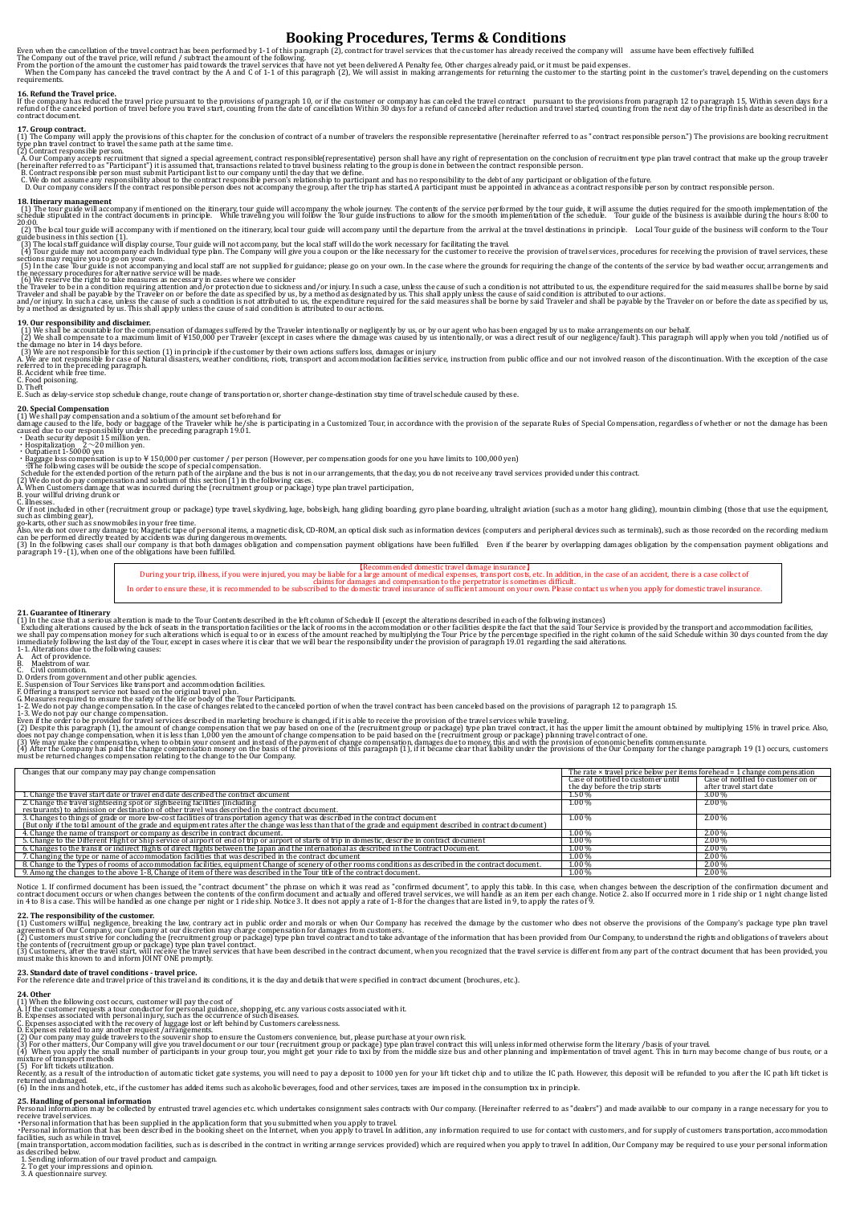# Booking Procedures, Terms & Conditions

Even when the cancellation of the travel contract has been performed by 1-1 of this paragraph (2), contract for travel services that the customer has already received the company will assume have been effectively fulfilled.
The Company out of the travel price, will refund / subtract the amount of the following.
From the portion of the amount the customer has paid towards the travel services that have not yet been delivered A Penalty fee, Other charges already paid, or it must be paid expenses.
When the Company has canceled the travel contract by the A and C of 1-1 of this paragraph (2), We will assist in making arrangements for returning the customer to the starting point in the customer's travel, depending on the customers requirements.

## 16. Refund the Travel price.

If the company has reduced the travel price pursuant to the provisions of paragraph 10, or if the customer or company has canceled the travel contract pursuant to the provisions from paragraph 12 to paragraph 15, Within seven days for a refund of the canceled portion of travel before you travel start, counting from the date of cancellation Within 30 days for a refund of canceled after reduction and travel started, counting from the next day of the trip finish date as described in the contract document.

## 17. Group contract.

(1) The Company will apply the provisions of this chapter for the conclusion of contract of a number of travelers the responsible representative (hereinafter referred to as " contract responsible person.") The provisions are booking recruitment type plan travel contract to travel the same path at the same time.
(2) Contract responsible person.
A. Our Company accepts recruitment that signed a special agreement, contract responsible(representative) person shall have any right of representation on the conclusion of recruitment type plan travel contract that make up the group traveler (hereinafter referred to as "Participant") it is assumed that, transactions related to travel business relating to the group is done in between the contract responsible person.
B. Contract responsible person must submit Participant list to our company until the day that we define.
C. We do not assume any responsibility about to the contract responsible person's relationship to participant and has no responsibility to the debt of any participant or obligation of the future.
D. Our company considers If the contract responsible person does not accompany the group, after the trip has started, A participant must be appointed in advance as a contract responsible person by contract responsible person.

## 18. Itinerary management

(1) The tour guide will accompany if mentioned on the itinerary, tour guide will accompany the whole journey. The contents of the service performed by the tour guide, it will assume the duties required for the smooth implementation of the schedule stipulated in the contract documents in principle. While traveling you will follow the Tour guide instructions to allow for the smooth implementation of the schedule. Tour guide of the business is available during the hours 8:00 to 20:00.
(2) The local tour guide will accompany with if mentioned on the itinerary, local tour guide will accompany until the departure from the arrival at the travel destinations in principle. Local Tour guide of the business will conform to the Tour guide business in this section (1).
(3) The local staff guidance will display course, Tour guide will not accompany, but the local staff will do the work necessary for facilitating the travel.
(4) Tour guide may not accompany each Individual type plan. The Company will give you a coupon or the like necessary for the customer to receive the provision of travel services, procedures for receiving the provision of travel services, these sections may require you to go on your own.
(5) In the case Tour guide is not accompanying and local staff are not supplied for guidance; please go on your own. In the case where the grounds for requiring the change of the contents of the service by bad weather occur, arrangements and the necessary procedures for alternative service will be made.
(6) We reserve the right to take measures as necessary in cases where we consider
the Traveler to be in a condition requiring attention and/or protection due to sickness and/or injury. In such a case, unless the cause of such a condition is not attributed to us, the expenditure required for the said measures shall be borne by said Traveler and shall be payable by the Traveler on or before the date as specified by us, by a method as designated by us. This shall apply unless the cause of said condition is attributed to our actions.
and/or injury. In such a case, unless the cause of such a condition is not attributed to us, the expenditure required for the said measures shall be borne by said Traveler and shall be payable by the Traveler on or before the date as specified by us, by a method as designated by us. This shall apply unless the cause of said condition is attributed to our actions.

## 19. Our responsibility and disclaimer.

(1) We shall be accountable for the compensation of damages suffered by the Traveler intentionally or negligently by us, or by our agent who has been engaged by us to make arrangements on our behalf.
(2) We shall compensate to a maximum limit of ¥150,000 per Traveler (except in cases where the damage was caused by us intentionally, or was a direct result of our negligence/fault). This paragraph will apply when you told /notified us of the damage no later in 14 days before.
(3) We are not responsible for this section (1) in principle if the customer by their own actions suffers loss, damages or injury
A. We are not responsible for case of Natural disasters, weather conditions, riots, transport and accommodation facilities service, instruction from public office and our not involved reason of the discontinuation. With the exception of the case referred to in the preceding paragraph.
B. Accident while free time.
C. Food poisoning.
D. Theft
E. Such as delay-service stop schedule change, route change of transportation or, shorter change-destination stay time of travel schedule caused by these.

## 20. Special Compensation

(1) We shall pay compensation and a solatium of the amount set beforehand for
damage caused to the life, body or baggage of the Traveler while he/she is participating in a Customized Tour, in accordance with the provision of the separate Rules of Special Compensation, regardless of whether or not the damage has been caused due to our responsibility under the preceding paragraph 19.01.
・Death security deposit 15 million yen.
・Hospitalization 2～20 million yen.
・Outpatient 1-50000 yen
・Baggage loss compensation is up to ¥150,000 per customer / per person (However, per compensation goods for one you have limits to 100,000 yen)
※The following cases will be outside the scope of special compensation.
Schedule for the extended portion of the return path of the airplane and the bus is not in our arrangements, that the day, you do not receive any travel services provided under this contract.
(2) We do not do pay compensation and solatium of this section (1) in the following cases.
A. When Customers damage that was incurred during the (recruitment group or package) type plan travel participation,
B. your willful driving drunk or
C. illnesses.
Or if not included in other (recruitment group or package) type travel, skydiving, luge, bobsleigh, hang gliding boarding, gyro plane boarding, ultralight aviation (such as a motor hang gliding), mountain climbing (those that use the equipment, such as climbing gear),
go-karts, other such as snowmobiles in your free time.
Also, we do not cover any damage to; Magnetic tape of personal items, a magnetic disk, CD-ROM, an optical disk such as information devices (computers and peripheral devices such as terminals), such as those recorded on the recording medium can be performed directly treated by accidents was during dangerous movements.
(3) In the following cases shall our company is that both damages obligation and compensation payment obligations have been fulfilled. Even if the bearer by overlapping damages obligation by the compensation payment obligations and paragraph 19 - (1), when one of the obligations have been fulfilled.

【Recommended domestic travel damage insurance】
During your trip, illness, if you were injured, you may be liable for a large amount of medical expenses, transport costs, etc. In addition, in the case of an accident, there is a case collect of claims for damages and compensation to the perpetrator is sometimes difficult.
In order to ensure these, it is recommended to be subscribed to the domestic travel insurance of sufficient amount on your own. Please contact us when you apply for domestic travel insurance.

## 21. Guarantee of Itinerary

(1) In the case that a serious alteration is made to the Tour Contents described in the left column of Schedule II (except the alterations described in each of the following instances)
Excluding alterations caused by the lack of seats in the transportation facilities or the lack of rooms in the accommodation or other facilities despite the fact that the said Tour Service is provided by the transport and accommodation facilities, we shall pay compensation money for such alterations which is equal to or in excess of the amount reached by multiplying the Tour Price by the percentage specified in the right column of the said Schedule within 30 days counted from the day immediately following the last day of the Tour, except in cases where it is clear that we will bear the responsibility under the provision of paragraph 19.01 regarding the said alterations.
1-1. Alterations due to the following causes:
A. Act of providence.
B. Maelstrom of war.
C. Civil commotion.
D. Orders from government and other public agencies.
E. Suspension of Tour Services like transport and accommodation facilities.
F. Offering a transport service not based on the original travel plan.
G. Measures required to ensure the safety of the life or body of the Tour Participants.
1-2. We do not pay change compensation. In the case of changes related to the canceled portion of when the travel contract has been canceled based on the provisions of paragraph 12 to paragraph 15.
1-3. We do not pay our change compensation.
Even if the order to be provided for travel services described in marketing brochure is changed, if it is able to receive the provision of the travel services while traveling.
(2) Despite this paragraph (1), the amount of change compensation that we pay based on one of the (recruitment group or package) type plan travel contract, it has the upper limit the amount obtained by multiplying 15% in travel price. Also, does not pay change compensation, when it is less than 1,000 yen the amount of change compensation to be paid based on the (recruitment group or package) planning travel contract of one.
(3) We may make the compensation, when to obtain your consent and instead of the payment of change compensation, damages due to money, this and with the provision of economic benefits commensurate.
(4) After the Company has paid the change compensation money on the basis of the provisions of this paragraph (1), if it became clear that liability under the provisions of the Our Company for the change paragraph 19 (1) occurs, customers must be returned changes compensation relating to the change to the Our Company.

| Changes that our company may pay change compensation | The rate × travel price below per items forehead = 1 change compensation | |
|---|---|---|
| | Case of notified to customer until the day before the trip starts | Case of notified to customer on or after travel start date |
| 1. Change the travel start date or travel end date described the contract document | 1.50 % | 3.00 % |
| 2. Change the travel sightseeing spot or sightseeing facilities (including restaurants) to admission or destination of other travel was described in the contract document. | 1.00 % | 2.00 % |
| 3. Changes to things of grade or more low-cost facilities of transportation agency that was described in the contract document (But only if the total amount of the grade and equipment rates after the change was less than that of the grade and equipment described in contract document) | 1.00 % | 2.00 % |
| 4. Change the name of transport or company as describe in contract document. | 1.00 % | 2.00 % |
| 5. Change to the Different Flight or Ship service of airport of end of trip or airport of starts of trip in domestic, describe in contract document | 1.00 % | 2.00 % |
| 6. Changes to the transit or indirect flights of direct flights between the Japan and the international as described in the Contract Document. | 1.00 % | 2.00 % |
| 7. Changing the type or name of accommodation facilities that was described in the contract document | 1.00 % | 2.00 % |
| 8. Change to the Types of rooms of accommodation facilities, equipment Change of scenery of other rooms conditions as described in the contract document. | 1.00 % | 2.00 % |
| 9. Among the changes to the above 1-8, Change of item of there was described in the Tour title of the contract document. | 1.00 % | 2.00 % |

Notice 1. If confirmed document has been issued, the "contract document" the phrase on which it was read as "confirmed document", to apply this table. In this case, when changes between the description of the confirmation document and contract document occurs or when changes between the contents of the confirm document and actually and offered travel services, we will handle as an item per each change. Notice 2. also If occurred more in 1 ride ship or 1 night change listed in 4 to 8 is a case. This will be handled as one change per night or 1 ride ship. Notice 3. It does not apply a rate of 1-8 for the changes that are listed in 9, to apply the rates of 9.

## 22. The responsibility of the customer.

(1) Customers willful negligence, breaking the law, contrary act in public order and morals or when Our Company has received the damage by the customer who does not observe the provisions of the Company's package type plan travel agreement of Our Company, our Company at our discretion may charge compensation for damages from customers.
(2) Customers must strive for concluding the (recruitment group or package) type plan travel contract and to take advantage of the information that has been provided from Our Company, to understand the rights and obligations of travelers about the contents of (recruitment group or package) type plan travel contract.
(3) Customers, after the travel start, will receive the travel services that have been described in the contract document, when you recognized that the travel service is different from any part of the contract document that has been provided, you must make this known to and inform JOINT ONE promptly.

## 23. Standard date of travel conditions - travel price.

For the reference date and travel price of this travel and its conditions, it is the day and details that were specified in contract document (brochures, etc.).

## 24. Other

(1) When the following cost occurs, customer will pay the cost of
A. If the customer requests a tour conductor for personal guidance, shopping, etc. any various costs associated with it.
B. Expenses associated with personal injury, such as the occurrence of such diseases.
C. Expenses associated with the recovery of luggage lost or left behind by Customers carelessness.
D. Expenses related to any another request /arrangements.
(2) Our company may guide travelers to the souvenir shop to ensure the Customers convenience, but, please purchase at your own risk.
(3) For other matters, Our Company will give you travel document or our tour (recruitment group or package) type plan travel contract this will, unless informed otherwise form the literary /basis of your travel.
(4) When you apply the small number of participants in your group tour, you might get your ride to taxi by from the middle size bus and other planning and implementation of travel agent. This in turn may become change of bus route, or a mixture of transport methods
(5) For lift tickets utilization.
Recently, as a result of the introduction of automatic ticket gate systems, you will need to pay a deposit to 1000 yen for your lift ticket chip and to utilize the IC path. However, this deposit will be refunded to you after the IC path lift ticket is returned undamaged.
(6) In the inns and hotels, etc., if the customer has added items such as alcoholic beverages, food and other services, taxes are imposed in the consumption tax in principle.

## 25. Handling of personal information

Personal information may be collected by entrusted travel agencies etc. which undertakes consignment sales contracts with Our company. (Hereinafter referred to as "dealers") and made available to our company in a range necessary for you to receive travel services.
・Personal information that has been supplied in the application form that you submitted when you apply to travel.
・Personal information that has been described in the booking sheet on the Internet, when you apply to travel. In addition, any information required to use for contact with customers, and for supply of customers transportation, accommodation facilities, such as while in travel,
(main transportation, accommodation facilities, such as is described in the contract in writing arrange services provided) which are required when you apply to travel. In addition, Our Company may be required to use your personal information as described below.
1. Sending information of our travel product and campaign.
2. To get your impressions and opinion.
3. A questionnaire survey.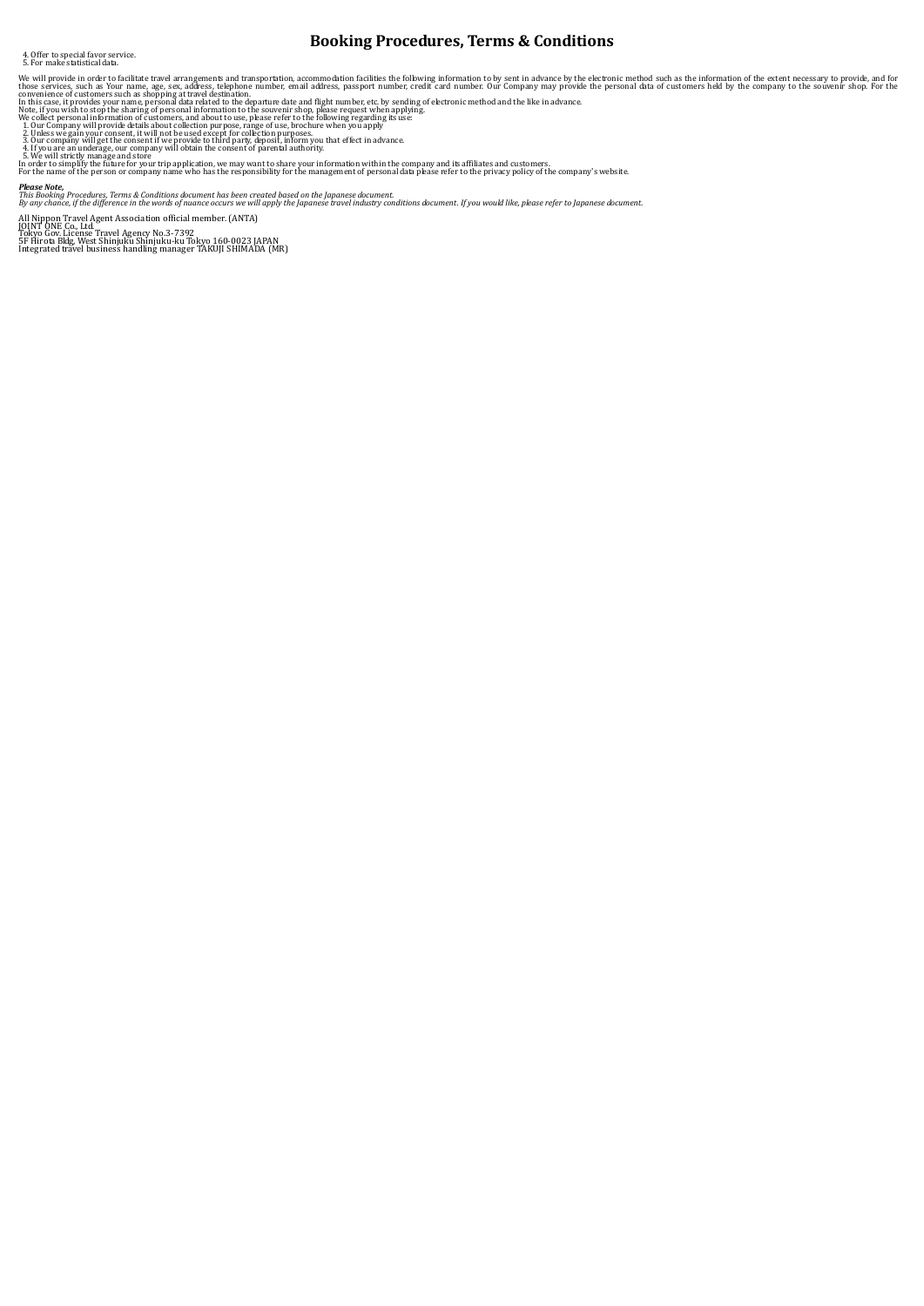# Booking Procedures, Terms & Conditions

4. Offer to special favor service.
5. For make statistical data.

We will provide in order to facilitate travel arrangements and transportation, accommodation facilities the following information to by sent in advance by the electronic method such as the information of the extent necessary to provide, and for those services, such as Your name, age, sex, address, telephone number, email address, passport number, credit card number. Our Company may provide the personal data of customers held by the company to the souvenir shop. For the convenience of customers such as shopping at travel destination.
In this case, it provides your name, personal data related to the departure date and flight number, etc. by sending of electronic method and the like in advance.
Note, if you wish to stop the sharing of personal information to the souvenir shop, please request when applying.
We collect personal information of customers, and about to use, please refer to the following regarding its use:

1. Our Company will provide details about collection purpose, range of use, brochure when you apply
2. Unless we gain your consent, it will not be used except for collection purposes.
3. Our company will get the consent if we provide to third party, deposit, inform you that effect in advance.
4. If you are an underage, our company will obtain the consent of parental authority.
5. We will strictly manage and store

In order to simplify the future for your trip application, we may want to share your information within the company and its affiliates and customers.
For the name of the person or company name who has the responsibility for the management of personal data please refer to the privacy policy of the company's website.

***Please Note,***
*This Booking Procedures, Terms & Conditions document has been created based on the Japanese document.*
*By any chance, if the difference in the words of nuance occurs we will apply the Japanese travel industry conditions document. If you would like, please refer to Japanese document.*

All Nippon Travel Agent Association official member. (ANTA)
JOINT ONE Co., Ltd.
Tokyo Gov. License Travel Agency No.3-7392
5F Hirota Bldg. West Shinjuku Shinjuku-ku Tokyo 160-0023 JAPAN
Integrated travel business handling manager TAKUJI SHIMADA (MR)